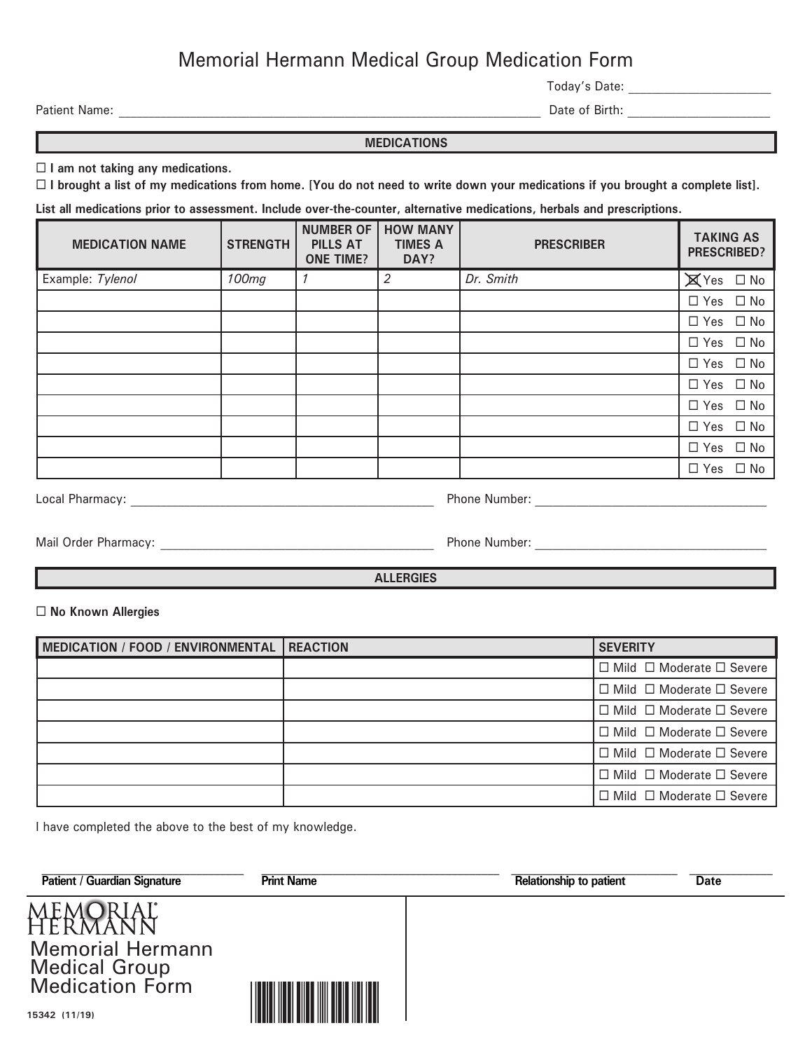# Memorial Hermann Medical Group Medication Form

Today's Date: ____________________

Patient Name: ____________________________________________________________ Date of Birth: ____________________

## MEDICATIONS

☐ **I am not taking any medications.**

☐ **I brought a list of my medications from home. [You do not need to write down your medications if you brought a complete list].**

**List all medications prior to assessment. Include over-the-counter, alternative medications, herbals and prescriptions.**

| MEDICATION NAME | STRENGTH | NUMBER OF PILLS AT ONE TIME? | HOW MANY TIMES A DAY? | PRESCRIBER | TAKING AS PRESCRIBED? |
|---|---|---|---|---|---|
| Example: *Tylenol* | *100mg* | *1* | *2* | *Dr. Smith* | ☒ Yes ☐ No |
| | | | | | ☐ Yes ☐ No |
| | | | | | ☐ Yes ☐ No |
| | | | | | ☐ Yes ☐ No |
| | | | | | ☐ Yes ☐ No |
| | | | | | ☐ Yes ☐ No |
| | | | | | ☐ Yes ☐ No |
| | | | | | ☐ Yes ☐ No |
| | | | | | ☐ Yes ☐ No |
| | | | | | ☐ Yes ☐ No |

Local Pharmacy: ____________________________________________ Phone Number: ________________________________

Mail Order Pharmacy: ________________________________________ Phone Number: ________________________________

## ALLERGIES

☐ **No Known Allergies**

| MEDICATION / FOOD / ENVIRONMENTAL | REACTION | SEVERITY |
|---|---|---|
| | | ☐ Mild ☐ Moderate ☐ Severe |
| | | ☐ Mild ☐ Moderate ☐ Severe |
| | | ☐ Mild ☐ Moderate ☐ Severe |
| | | ☐ Mild ☐ Moderate ☐ Severe |
| | | ☐ Mild ☐ Moderate ☐ Severe |
| | | ☐ Mild ☐ Moderate ☐ Severe |
| | | ☐ Mild ☐ Moderate ☐ Severe |

I have completed the above to the best of my knowledge.

| ______________________ | ______________________ | ______________________ | __________ |
|---|---|---|---|
| **Patient / Guardian Signature** | **Print Name** | **Relationship to patient** | **Date** |

MEMORIAL HERMANN

Memorial Hermann Medical Group Medication Form

15342 (11/19)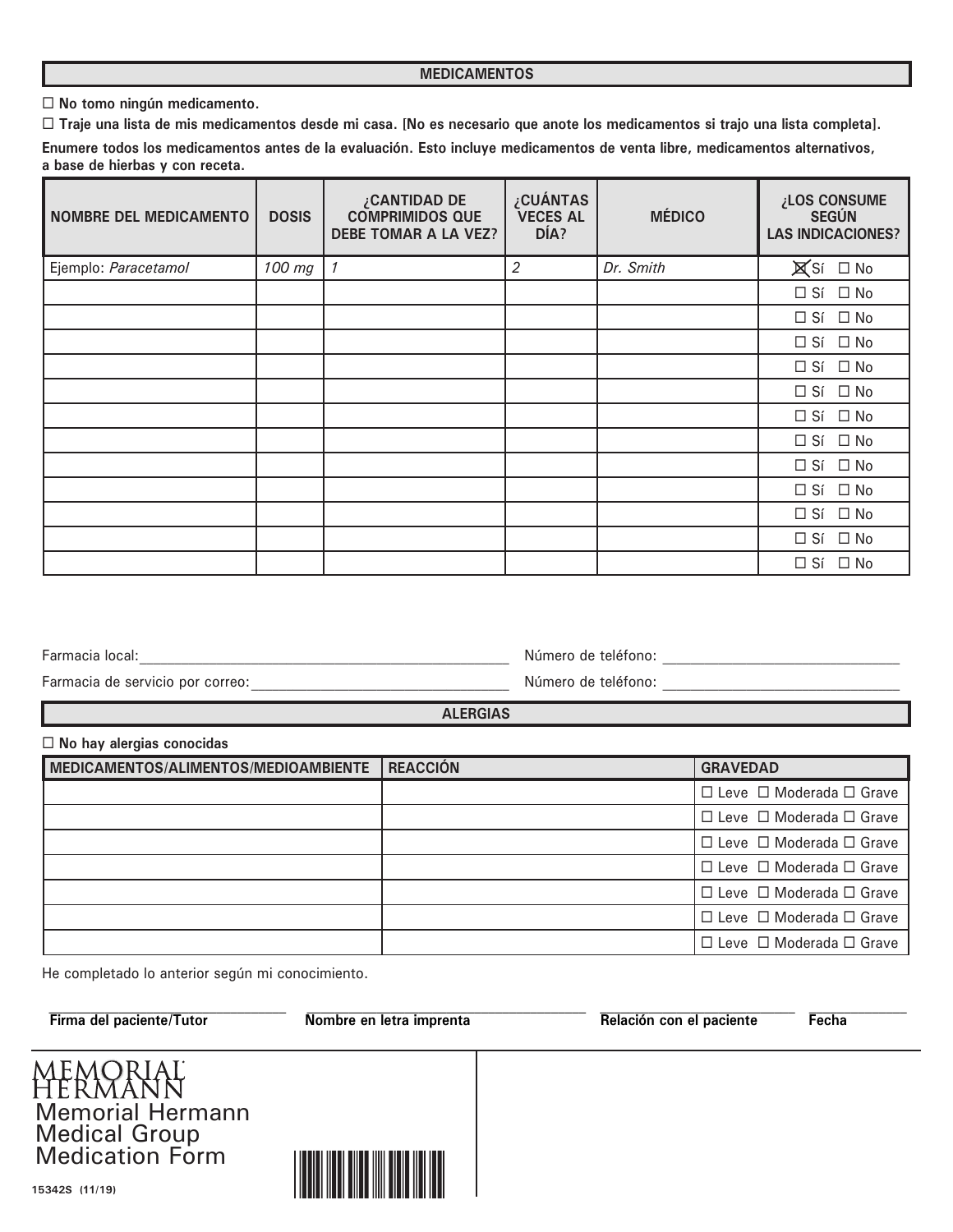## MEDICAMENTOS

☐ **No tomo ningún medicamento.**

☐ **Traje una lista de mis medicamentos desde mi casa. [No es necesario que anote los medicamentos si trajo una lista completa].**

**Enumere todos los medicamentos antes de la evaluación. Esto incluye medicamentos de venta libre, medicamentos alternativos, a base de hierbas y con receta.**

| NOMBRE DEL MEDICAMENTO | DOSIS | ¿CANTIDAD DE COMPRIMIDOS QUE DEBE TOMAR A LA VEZ? | ¿CUÁNTAS VECES AL DÍA? | MÉDICO | ¿LOS CONSUME SEGÚN LAS INDICACIONES? |
|---|---|---|---|---|---|
| Ejemplo: *Paracetamol* | *100 mg* | *1* | *2* | *Dr. Smith* | ☒ Sí ☐ No |
| | | | | | ☐ Sí ☐ No |
| | | | | | ☐ Sí ☐ No |
| | | | | | ☐ Sí ☐ No |
| | | | | | ☐ Sí ☐ No |
| | | | | | ☐ Sí ☐ No |
| | | | | | ☐ Sí ☐ No |
| | | | | | ☐ Sí ☐ No |
| | | | | | ☐ Sí ☐ No |
| | | | | | ☐ Sí ☐ No |
| | | | | | ☐ Sí ☐ No |
| | | | | | ☐ Sí ☐ No |
| | | | | | ☐ Sí ☐ No |

Farmacia local:_______________________________ Número de teléfono: _______________________

Farmacia de servicio por correo:_______________________ Número de teléfono: _______________________

## ALERGIAS

☐ **No hay alergias conocidas**

| MEDICAMENTOS/ALIMENTOS/MEDIOAMBIENTE | REACCIÓN | GRAVEDAD |
|---|---|---|
| | | ☐ Leve ☐ Moderada ☐ Grave |
| | | ☐ Leve ☐ Moderada ☐ Grave |
| | | ☐ Leve ☐ Moderada ☐ Grave |
| | | ☐ Leve ☐ Moderada ☐ Grave |
| | | ☐ Leve ☐ Moderada ☐ Grave |
| | | ☐ Leve ☐ Moderada ☐ Grave |
| | | ☐ Leve ☐ Moderada ☐ Grave |

He completado lo anterior según mi conocimiento.

_______________________ _______________________ _______________________ ____________

**Firma del paciente/Tutor** **Nombre en letra imprenta** **Relación con el paciente** **Fecha**

MEMORIAL HERMANN

Memorial Hermann Medical Group Medication Form

15342S (11/19)